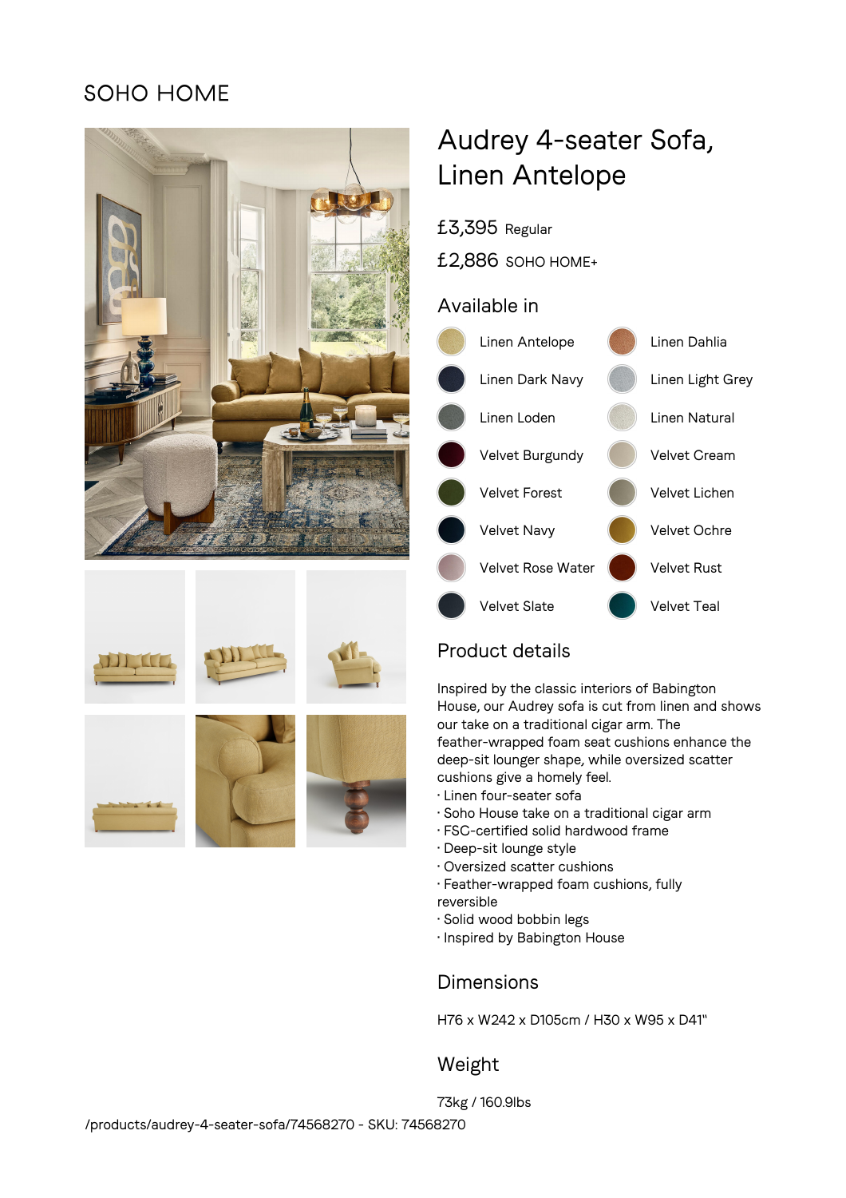SOHO HOME

# Audrey 4-seater Sofa, Linen Antelope

£3,395 Regular

£2,886 SOHO HOME+

## Available in

- Linen Antelope
- Linen Dahlia
- Linen Dark Navy
- Linen Light Grey
- Linen Loden
- Linen Natural
- Velvet Burgundy
- Velvet Cream
- Velvet Forest
- Velvet Lichen
- Velvet Navy
- Velvet Ochre
- Velvet Rose Water
- Velvet Rust
- Velvet Slate
- Velvet Teal

## Product details

Inspired by the classic interiors of Babington House, our Audrey sofa is cut from linen and shows our take on a traditional cigar arm. The feather-wrapped foam seat cushions enhance the deep-sit lounger shape, while oversized scatter cushions give a homely feel.

- Linen four-seater sofa
- Soho House take on a traditional cigar arm
- FSC-certified solid hardwood frame
- Deep-sit lounge style
- Oversized scatter cushions
- Feather-wrapped foam cushions, fully reversible
- Solid wood bobbin legs
- Inspired by Babington House

## Dimensions

H76 x W242 x D105cm / H30 x W95 x D41"

## Weight

73kg / 160.9lbs

/products/audrey-4-seater-sofa/74568270 - SKU: 74568270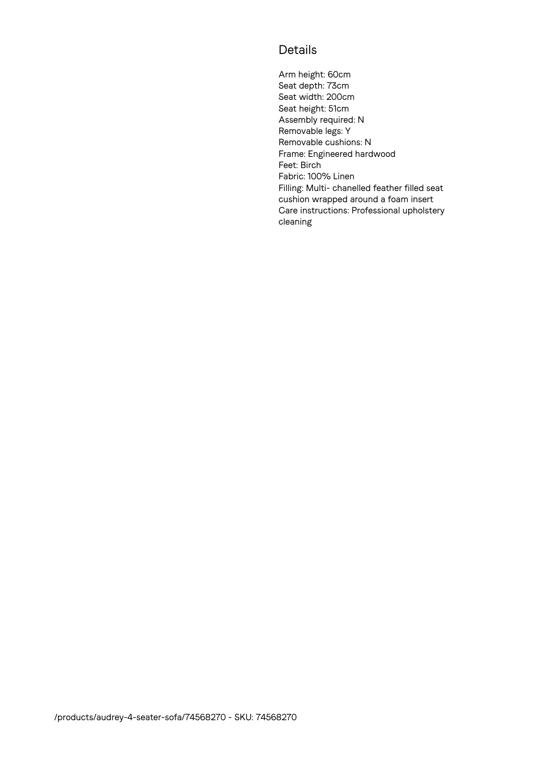## Details

Arm height: 60cm
Seat depth: 73cm
Seat width: 200cm
Seat height: 51cm
Assembly required: N
Removable legs: Y
Removable cushions: N
Frame: Engineered hardwood
Feet: Birch
Fabric: 100% Linen
Filling: Multi- chanelled feather filled seat cushion wrapped around a foam insert
Care instructions: Professional upholstery cleaning

/products/audrey-4-seater-sofa/74568270 - SKU: 74568270